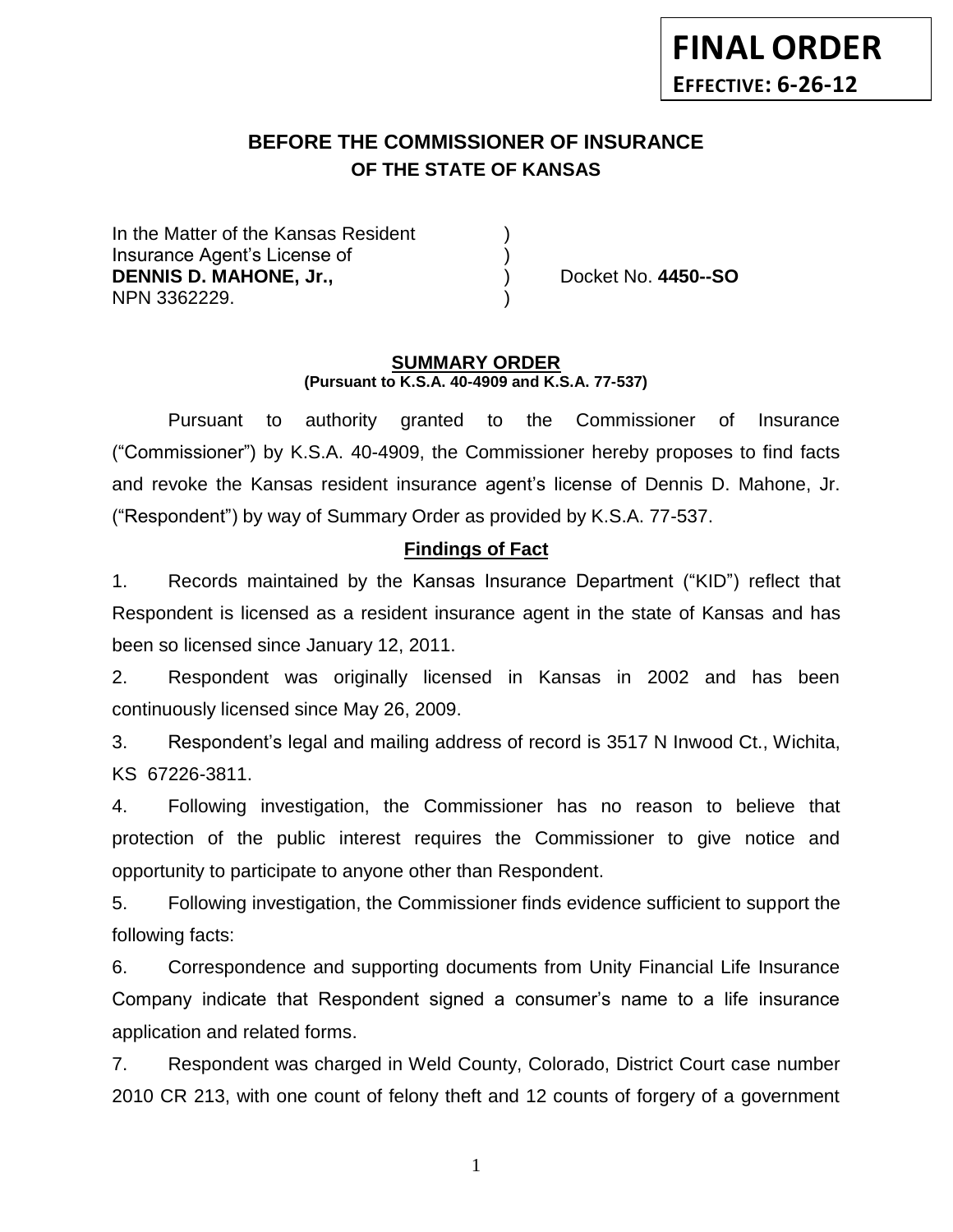**FINAL ORDER**
**EFFECTIVE: 6-26-12**

# BEFORE THE COMMISSIONER OF INSURANCE
## OF THE STATE OF KANSAS

In the Matter of the Kansas Resident )
Insurance Agent's License of )
**DENNIS D. MAHONE, Jr.,** ) Docket No. **4450--SO**
NPN 3362229. )

**SUMMARY ORDER**
**(Pursuant to K.S.A. 40-4909 and K.S.A. 77-537)**

Pursuant to authority granted to the Commissioner of Insurance ("Commissioner") by K.S.A. 40-4909, the Commissioner hereby proposes to find facts and revoke the Kansas resident insurance agent's license of Dennis D. Mahone, Jr. ("Respondent") by way of Summary Order as provided by K.S.A. 77-537.

**Findings of Fact**

1. Records maintained by the Kansas Insurance Department ("KID") reflect that Respondent is licensed as a resident insurance agent in the state of Kansas and has been so licensed since January 12, 2011.

2. Respondent was originally licensed in Kansas in 2002 and has been continuously licensed since May 26, 2009.

3. Respondent's legal and mailing address of record is 3517 N Inwood Ct., Wichita, KS 67226-3811.

4. Following investigation, the Commissioner has no reason to believe that protection of the public interest requires the Commissioner to give notice and opportunity to participate to anyone other than Respondent.

5. Following investigation, the Commissioner finds evidence sufficient to support the following facts:

6. Correspondence and supporting documents from Unity Financial Life Insurance Company indicate that Respondent signed a consumer's name to a life insurance application and related forms.

7. Respondent was charged in Weld County, Colorado, District Court case number 2010 CR 213, with one count of felony theft and 12 counts of forgery of a government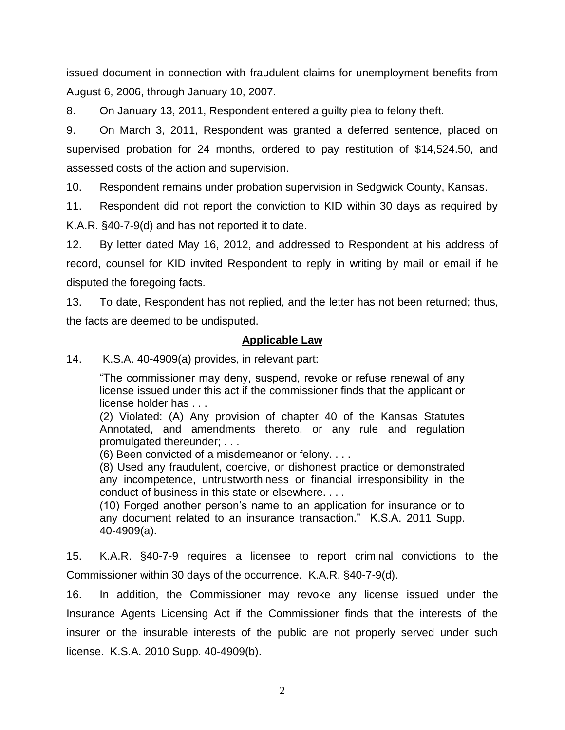issued document in connection with fraudulent claims for unemployment benefits from August 6, 2006, through January 10, 2007.

8. On January 13, 2011, Respondent entered a guilty plea to felony theft.

9. On March 3, 2011, Respondent was granted a deferred sentence, placed on supervised probation for 24 months, ordered to pay restitution of $14,524.50, and assessed costs of the action and supervision.

10. Respondent remains under probation supervision in Sedgwick County, Kansas.

11. Respondent did not report the conviction to KID within 30 days as required by K.A.R. §40-7-9(d) and has not reported it to date.

12. By letter dated May 16, 2012, and addressed to Respondent at his address of record, counsel for KID invited Respondent to reply in writing by mail or email if he disputed the foregoing facts.

13. To date, Respondent has not replied, and the letter has not been returned; thus, the facts are deemed to be undisputed.

## **Applicable Law**

14. K.S.A. 40-4909(a) provides, in relevant part:

> "The commissioner may deny, suspend, revoke or refuse renewal of any license issued under this act if the commissioner finds that the applicant or license holder has . . .
> (2) Violated: (A) Any provision of chapter 40 of the Kansas Statutes Annotated, and amendments thereto, or any rule and regulation promulgated thereunder; . . .
> (6) Been convicted of a misdemeanor or felony. . . .
> (8) Used any fraudulent, coercive, or dishonest practice or demonstrated any incompetence, untrustworthiness or financial irresponsibility in the conduct of business in this state or elsewhere. . . .
> (10) Forged another person's name to an application for insurance or to any document related to an insurance transaction." K.S.A. 2011 Supp. 40-4909(a).

15. K.A.R. §40-7-9 requires a licensee to report criminal convictions to the Commissioner within 30 days of the occurrence. K.A.R. §40-7-9(d).

16. In addition, the Commissioner may revoke any license issued under the Insurance Agents Licensing Act if the Commissioner finds that the interests of the insurer or the insurable interests of the public are not properly served under such license. K.S.A. 2010 Supp. 40-4909(b).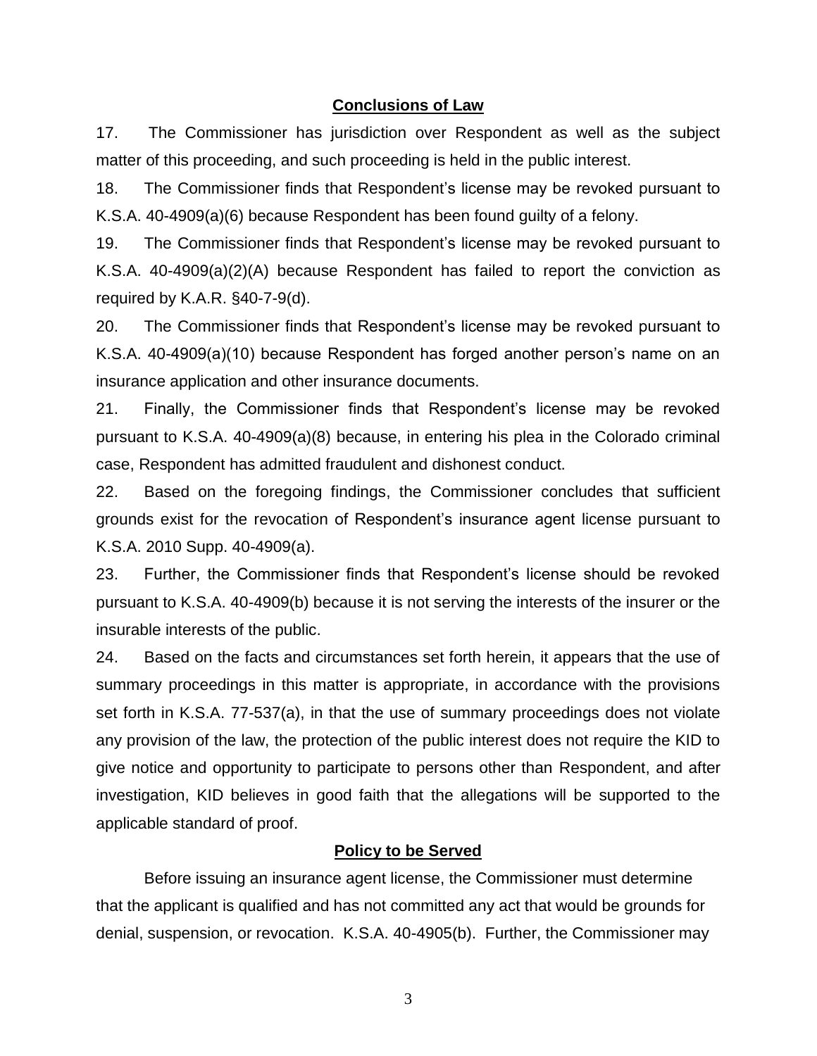## Conclusions of Law

17. The Commissioner has jurisdiction over Respondent as well as the subject matter of this proceeding, and such proceeding is held in the public interest.

18. The Commissioner finds that Respondent's license may be revoked pursuant to K.S.A. 40-4909(a)(6) because Respondent has been found guilty of a felony.

19. The Commissioner finds that Respondent's license may be revoked pursuant to K.S.A. 40-4909(a)(2)(A) because Respondent has failed to report the conviction as required by K.A.R. §40-7-9(d).

20. The Commissioner finds that Respondent's license may be revoked pursuant to K.S.A. 40-4909(a)(10) because Respondent has forged another person's name on an insurance application and other insurance documents.

21. Finally, the Commissioner finds that Respondent's license may be revoked pursuant to K.S.A. 40-4909(a)(8) because, in entering his plea in the Colorado criminal case, Respondent has admitted fraudulent and dishonest conduct.

22. Based on the foregoing findings, the Commissioner concludes that sufficient grounds exist for the revocation of Respondent's insurance agent license pursuant to K.S.A. 2010 Supp. 40-4909(a).

23. Further, the Commissioner finds that Respondent's license should be revoked pursuant to K.S.A. 40-4909(b) because it is not serving the interests of the insurer or the insurable interests of the public.

24. Based on the facts and circumstances set forth herein, it appears that the use of summary proceedings in this matter is appropriate, in accordance with the provisions set forth in K.S.A. 77-537(a), in that the use of summary proceedings does not violate any provision of the law, the protection of the public interest does not require the KID to give notice and opportunity to participate to persons other than Respondent, and after investigation, KID believes in good faith that the allegations will be supported to the applicable standard of proof.

## Policy to be Served

Before issuing an insurance agent license, the Commissioner must determine that the applicant is qualified and has not committed any act that would be grounds for denial, suspension, or revocation. K.S.A. 40-4905(b). Further, the Commissioner may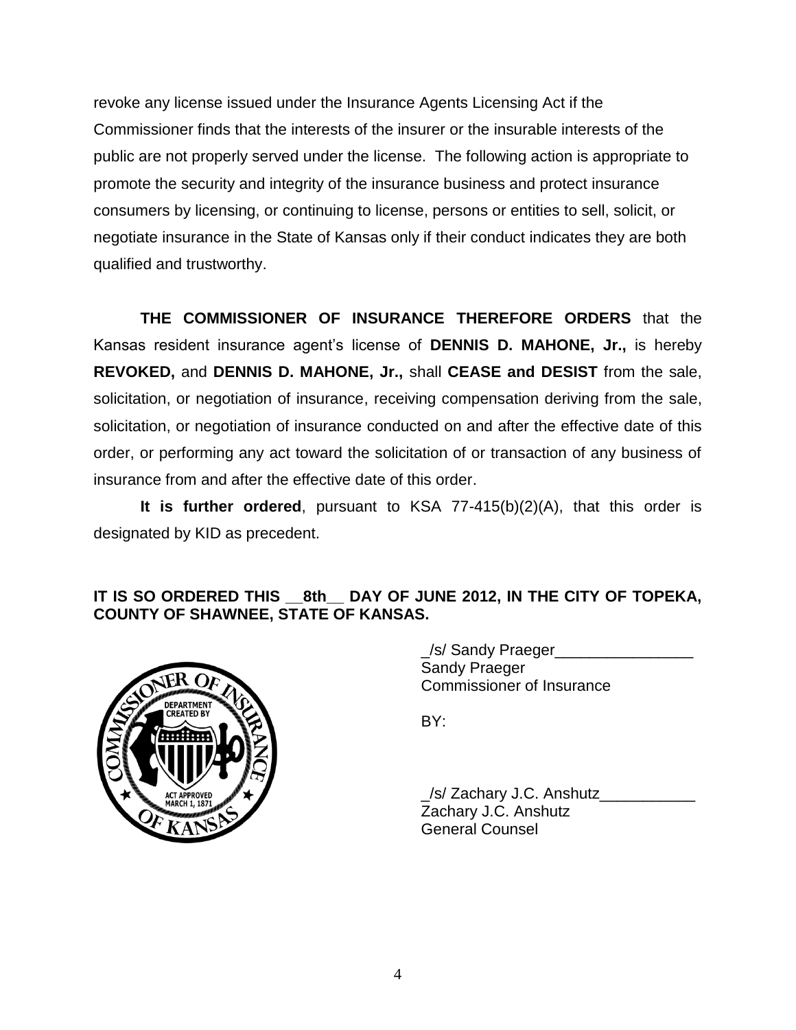revoke any license issued under the Insurance Agents Licensing Act if the Commissioner finds that the interests of the insurer or the insurable interests of the public are not properly served under the license. The following action is appropriate to promote the security and integrity of the insurance business and protect insurance consumers by licensing, or continuing to license, persons or entities to sell, solicit, or negotiate insurance in the State of Kansas only if their conduct indicates they are both qualified and trustworthy.

**THE COMMISSIONER OF INSURANCE THEREFORE ORDERS** that the Kansas resident insurance agent's license of **DENNIS D. MAHONE, Jr.,** is hereby **REVOKED,** and **DENNIS D. MAHONE, Jr.,** shall **CEASE and DESIST** from the sale, solicitation, or negotiation of insurance, receiving compensation deriving from the sale, solicitation, or negotiation of insurance conducted on and after the effective date of this order, or performing any act toward the solicitation of or transaction of any business of insurance from and after the effective date of this order.

**It is further ordered**, pursuant to KSA 77-415(b)(2)(A), that this order is designated by KID as precedent.

**IT IS SO ORDERED THIS __8th__ DAY OF JUNE 2012, IN THE CITY OF TOPEKA, COUNTY OF SHAWNEE, STATE OF KANSAS.**

_/s/ Sandy Praeger________________
Sandy Praeger
Commissioner of Insurance

BY:

_/s/ Zachary J.C. Anshutz___________
Zachary J.C. Anshutz
General Counsel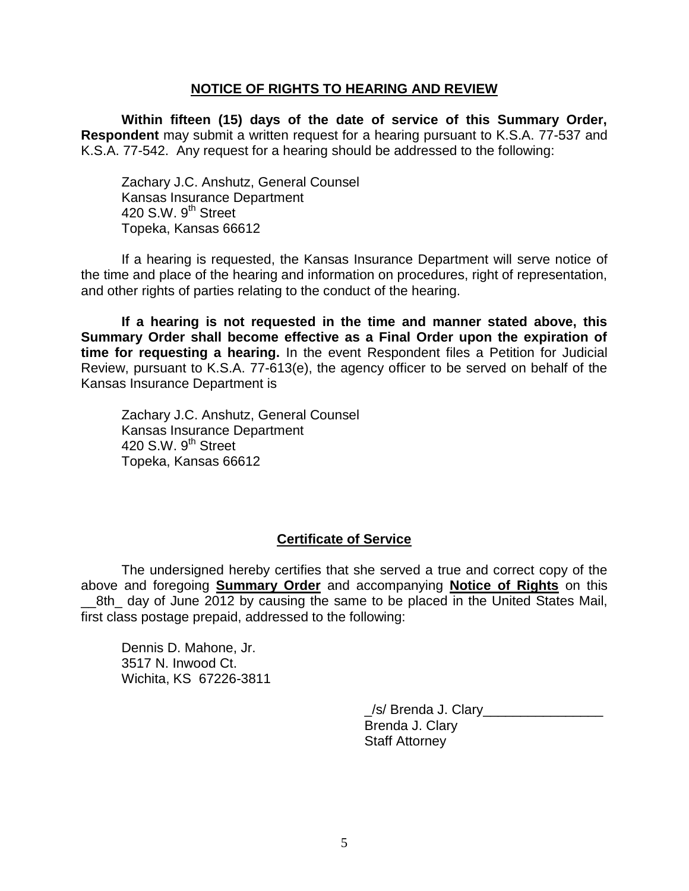## NOTICE OF RIGHTS TO HEARING AND REVIEW

**Within fifteen (15) days of the date of service of this Summary Order, Respondent** may submit a written request for a hearing pursuant to K.S.A. 77-537 and K.S.A. 77-542. Any request for a hearing should be addressed to the following:

Zachary J.C. Anshutz, General Counsel
Kansas Insurance Department
420 S.W. 9th Street
Topeka, Kansas 66612

If a hearing is requested, the Kansas Insurance Department will serve notice of the time and place of the hearing and information on procedures, right of representation, and other rights of parties relating to the conduct of the hearing.

**If a hearing is not requested in the time and manner stated above, this Summary Order shall become effective as a Final Order upon the expiration of time for requesting a hearing.** In the event Respondent files a Petition for Judicial Review, pursuant to K.S.A. 77-613(e), the agency officer to be served on behalf of the Kansas Insurance Department is

Zachary J.C. Anshutz, General Counsel
Kansas Insurance Department
420 S.W. 9th Street
Topeka, Kansas 66612

## Certificate of Service

The undersigned hereby certifies that she served a true and correct copy of the above and foregoing **Summary Order** and accompanying **Notice of Rights** on this __8th_ day of June 2012 by causing the same to be placed in the United States Mail, first class postage prepaid, addressed to the following:

Dennis D. Mahone, Jr.
3517 N. Inwood Ct.
Wichita, KS 67226-3811

_/s/ Brenda J. Clary________________
Brenda J. Clary
Staff Attorney